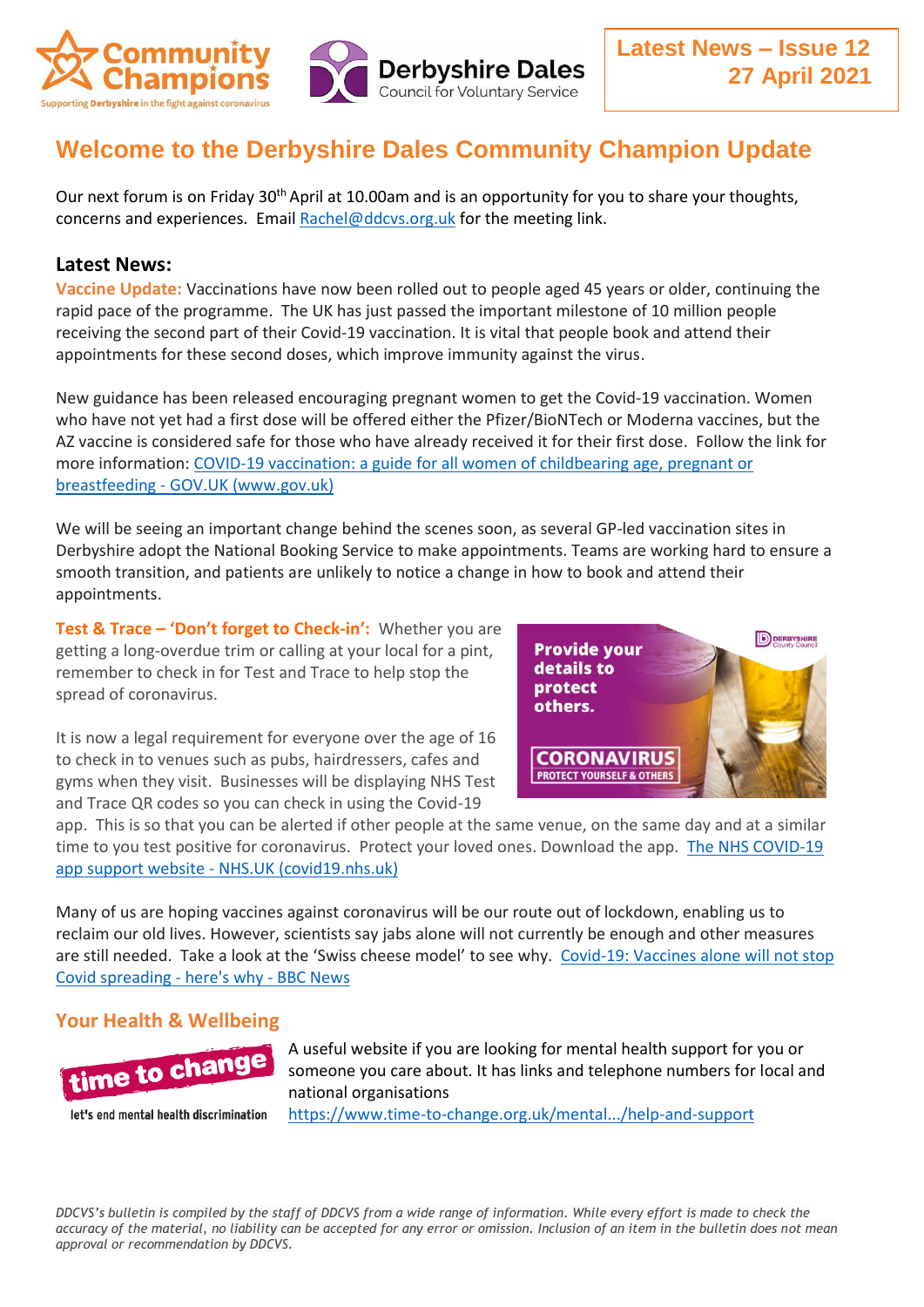Latest News – Issue 12
27 April 2021

# Welcome to the Derbyshire Dales Community Champion Update

Our next forum is on Friday 30th April at 10.00am and is an opportunity for you to share your thoughts, concerns and experiences. Email Rachel@ddcvs.org.uk for the meeting link.

## Latest News:

**Vaccine Update:** Vaccinations have now been rolled out to people aged 45 years or older, continuing the rapid pace of the programme. The UK has just passed the important milestone of 10 million people receiving the second part of their Covid-19 vaccination. It is vital that people book and attend their appointments for these second doses, which improve immunity against the virus.

New guidance has been released encouraging pregnant women to get the Covid-19 vaccination. Women who have not yet had a first dose will be offered either the Pfizer/BioNTech or Moderna vaccines, but the AZ vaccine is considered safe for those who have already received it for their first dose. Follow the link for more information: [COVID-19 vaccination: a guide for all women of childbearing age, pregnant or breastfeeding - GOV.UK (www.gov.uk)]

We will be seeing an important change behind the scenes soon, as several GP-led vaccination sites in Derbyshire adopt the National Booking Service to make appointments. Teams are working hard to ensure a smooth transition, and patients are unlikely to notice a change in how to book and attend their appointments.

**Test & Trace – 'Don't forget to Check-in':** Whether you are getting a long-overdue trim or calling at your local for a pint, remember to check in for Test and Trace to help stop the spread of coronavirus.

It is now a legal requirement for everyone over the age of 16 to check in to venues such as pubs, hairdressers, cafes and gyms when they visit. Businesses will be displaying NHS Test and Trace QR codes so you can check in using the Covid-19 app. This is so that you can be alerted if other people at the same venue, on the same day and at a similar time to you test positive for coronavirus. Protect your loved ones. Download the app. [The NHS COVID-19 app support website - NHS.UK (covid19.nhs.uk)]

Many of us are hoping vaccines against coronavirus will be our route out of lockdown, enabling us to reclaim our old lives. However, scientists say jabs alone will not currently be enough and other measures are still needed. Take a look at the 'Swiss cheese model' to see why. [Covid-19: Vaccines alone will not stop Covid spreading - here's why - BBC News]

## Your Health & Wellbeing

A useful website if you are looking for mental health support for you or someone you care about. It has links and telephone numbers for local and national organisations
https://www.time-to-change.org.uk/mental.../help-and-support

*DDCVS's bulletin is compiled by the staff of DDCVS from a wide range of information. While every effort is made to check the accuracy of the material, no liability can be accepted for any error or omission. Inclusion of an item in the bulletin does not mean approval or recommendation by DDCVS.*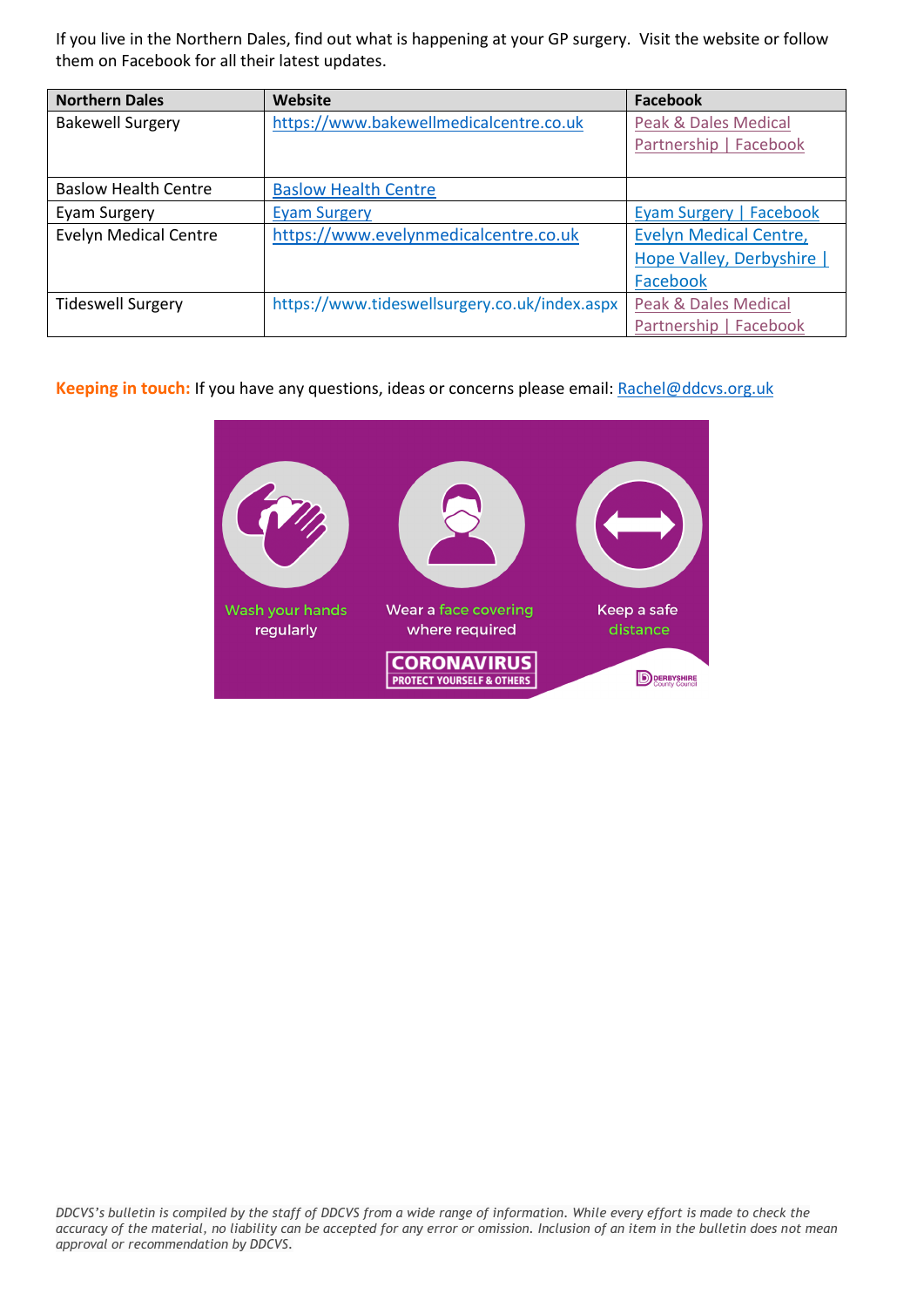If you live in the Northern Dales, find out what is happening at your GP surgery. Visit the website or follow them on Facebook for all their latest updates.

| Northern Dales | Website | Facebook |
|---|---|---|
| Bakewell Surgery | https://www.bakewellmedicalcentre.co.uk | Peak & Dales Medical Partnership \| Facebook |
| Baslow Health Centre | Baslow Health Centre | |
| Eyam Surgery | Eyam Surgery | Eyam Surgery \| Facebook |
| Evelyn Medical Centre | https://www.evelynmedicalcentre.co.uk | Evelyn Medical Centre, Hope Valley, Derbyshire \| Facebook |
| Tideswell Surgery | https://www.tideswellsurgery.co.uk/index.aspx | Peak & Dales Medical Partnership \| Facebook |

**Keeping in touch:** If you have any questions, ideas or concerns please email: Rachel@ddcvs.org.uk

Wash your hands regularly

Wear a face covering where required

Keep a safe distance

CORONAVIRUS
PROTECT YOURSELF & OTHERS

DERBYSHIRE County Council

*DDCVS's bulletin is compiled by the staff of DDCVS from a wide range of information. While every effort is made to check the accuracy of the material, no liability can be accepted for any error or omission. Inclusion of an item in the bulletin does not mean approval or recommendation by DDCVS.*